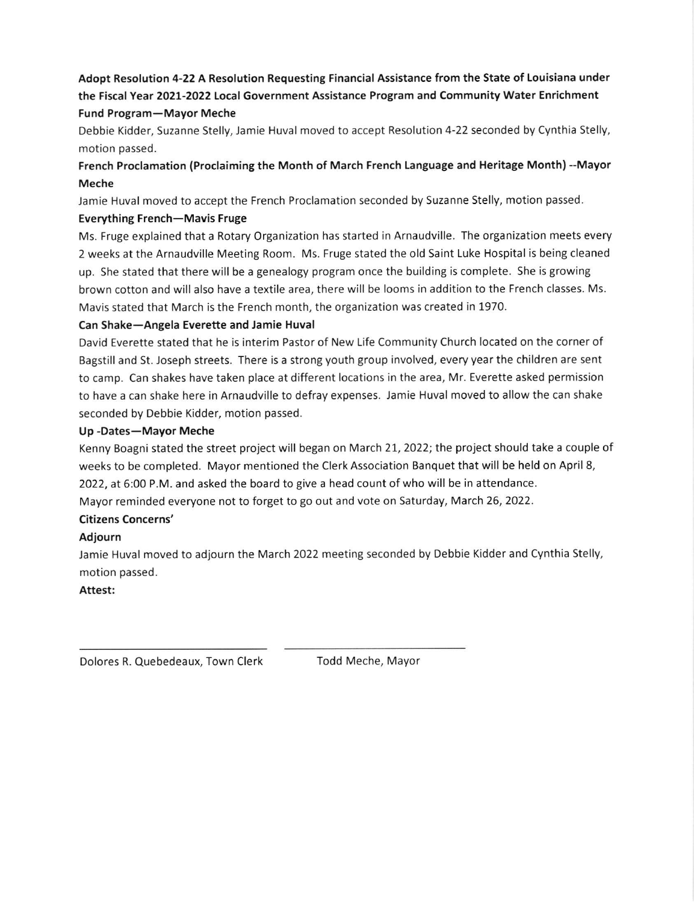**Adopt Resolution 4-22 A Resolution Requesting Financial Assistance from the State of Louisiana under the Fiscal Year 2021-2022 Local Government Assistance Program and Community Water Enrichment Fund Program—Mayor Meche**

Debbie Kidder, Suzanne Stelly, Jamie Huval moved to accept Resolution 4-22 seconded by Cynthia Stelly, motion passed.

**French Proclamation (Proclaiming the Month of March French Language and Heritage Month) --Mayor Meche**

Jamie Huval moved to accept the French Proclamation seconded by Suzanne Stelly, motion passed.

**Everything French—Mavis Fruge**

Ms. Fruge explained that a Rotary Organization has started in Arnaudville. The organization meets every 2 weeks at the Arnaudville Meeting Room. Ms. Fruge stated the old Saint Luke Hospital is being cleaned up. She stated that there will be a genealogy program once the building is complete. She is growing brown cotton and will also have a textile area, there will be looms in addition to the French classes. Ms. Mavis stated that March is the French month, the organization was created in 1970.

**Can Shake—Angela Everette and Jamie Huval**

David Everette stated that he is interim Pastor of New Life Community Church located on the corner of Bagstill and St. Joseph streets. There is a strong youth group involved, every year the children are sent to camp. Can shakes have taken place at different locations in the area, Mr. Everette asked permission to have a can shake here in Arnaudville to defray expenses. Jamie Huval moved to allow the can shake seconded by Debbie Kidder, motion passed.

**Up -Dates—Mayor Meche**

Kenny Boagni stated the street project will began on March 21, 2022; the project should take a couple of weeks to be completed. Mayor mentioned the Clerk Association Banquet that will be held on April 8, 2022, at 6:00 P.M. and asked the board to give a head count of who will be in attendance.

Mayor reminded everyone not to forget to go out and vote on Saturday, March 26, 2022.

**Citizens Concerns'**

**Adjourn**

Jamie Huval moved to adjourn the March 2022 meeting seconded by Debbie Kidder and Cynthia Stelly, motion passed.

**Attest:**

\_\_\_\_\_\_\_\_\_\_\_\_\_\_\_\_\_\_\_\_\_\_\_\_\_\_\_\_ \_\_\_\_\_\_\_\_\_\_\_\_\_\_\_\_\_\_\_\_\_\_\_\_\_\_\_\_

Dolores R. Quebedeaux, Town Clerk Todd Meche, Mayor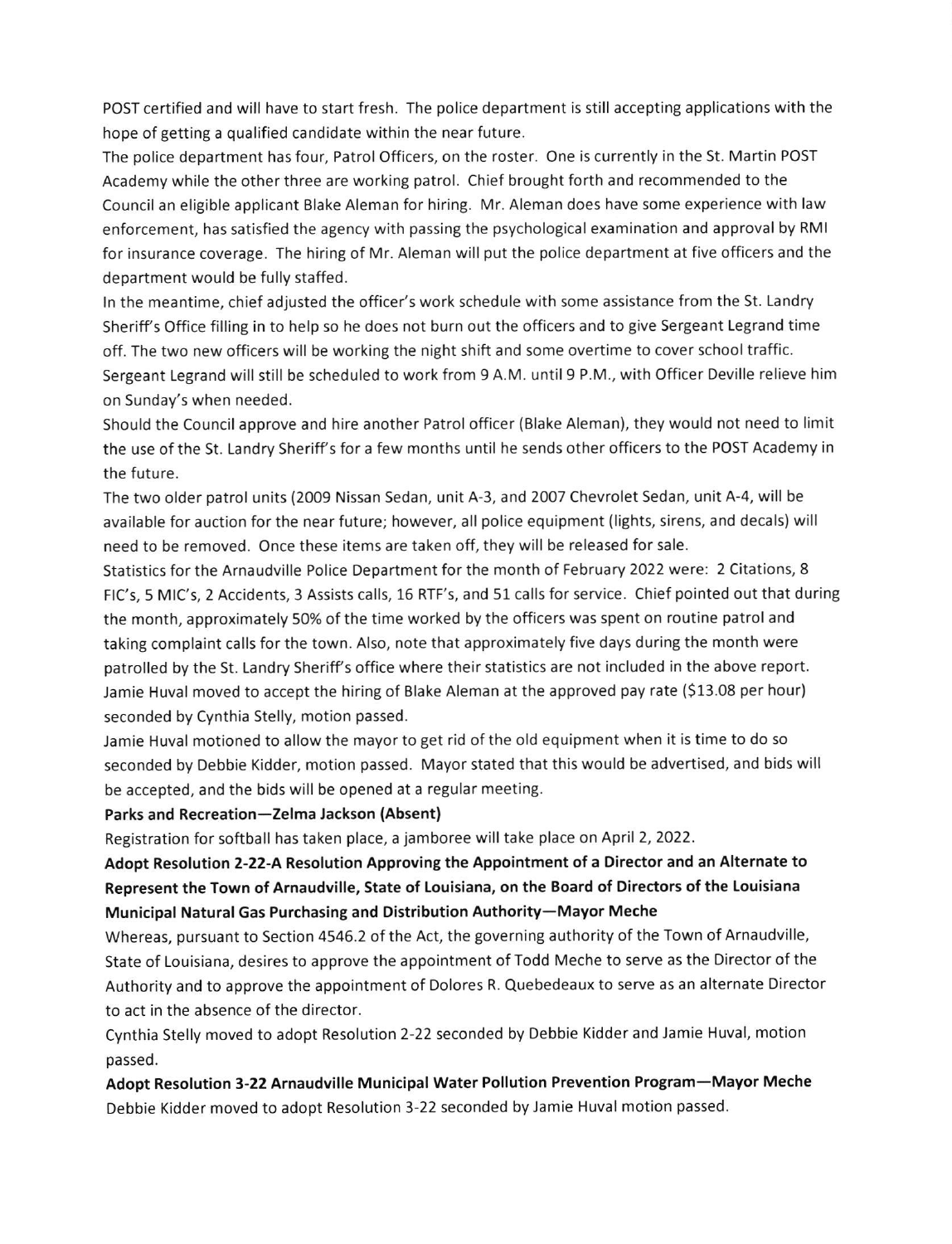POST certified and will have to start fresh. The police department is still accepting applications with the hope of getting a qualified candidate within the near future.

The police department has four, Patrol Officers, on the roster. One is currently in the St. Martin POST Academy while the other three are working patrol. Chief brought forth and recommended to the Council an eligible applicant Blake Aleman for hiring. Mr. Aleman does have some experience with law enforcement, has satisfied the agency with passing the psychological examination and approval by RMI for insurance coverage. The hiring of Mr. Aleman will put the police department at five officers and the department would be fully staffed.

In the meantime, chief adjusted the officer's work schedule with some assistance from the St. Landry Sheriff's Office filling in to help so he does not burn out the officers and to give Sergeant Legrand time off. The two new officers will be working the night shift and some overtime to cover school traffic. Sergeant Legrand will still be scheduled to work from 9 A.M. until 9 P.M., with Officer Deville relieve him on Sunday's when needed.

Should the Council approve and hire another Patrol officer (Blake Aleman), they would not need to limit the use of the St. Landry Sheriff's for a few months until he sends other officers to the POST Academy in the future.

The two older patrol units (2009 Nissan Sedan, unit A-3, and 2007 Chevrolet Sedan, unit A-4, will be available for auction for the near future; however, all police equipment (lights, sirens, and decals) will need to be removed. Once these items are taken off, they will be released for sale.

Statistics for the Arnaudville Police Department for the month of February 2022 were: 2 Citations, 8 FIC's, 5 MIC's, 2 Accidents, 3 Assists calls, 16 RTF's, and 51 calls for service. Chief pointed out that during the month, approximately 50% of the time worked by the officers was spent on routine patrol and taking complaint calls for the town. Also, note that approximately five days during the month were patrolled by the St. Landry Sheriff's office where their statistics are not included in the above report.

Jamie Huval moved to accept the hiring of Blake Aleman at the approved pay rate ($13.08 per hour) seconded by Cynthia Stelly, motion passed.

Jamie Huval motioned to allow the mayor to get rid of the old equipment when it is time to do so seconded by Debbie Kidder, motion passed. Mayor stated that this would be advertised, and bids will be accepted, and the bids will be opened at a regular meeting.

**Parks and Recreation—Zelma Jackson (Absent)**

Registration for softball has taken place, a jamboree will take place on April 2, 2022.

**Adopt Resolution 2-22-A Resolution Approving the Appointment of a Director and an Alternate to Represent the Town of Arnaudville, State of Louisiana, on the Board of Directors of the Louisiana Municipal Natural Gas Purchasing and Distribution Authority—Mayor Meche**

Whereas, pursuant to Section 4546.2 of the Act, the governing authority of the Town of Arnaudville, State of Louisiana, desires to approve the appointment of Todd Meche to serve as the Director of the Authority and to approve the appointment of Dolores R. Quebedeaux to serve as an alternate Director to act in the absence of the director.

Cynthia Stelly moved to adopt Resolution 2-22 seconded by Debbie Kidder and Jamie Huval, motion passed.

**Adopt Resolution 3-22 Arnaudville Municipal Water Pollution Prevention Program—Mayor Meche**

Debbie Kidder moved to adopt Resolution 3-22 seconded by Jamie Huval motion passed.